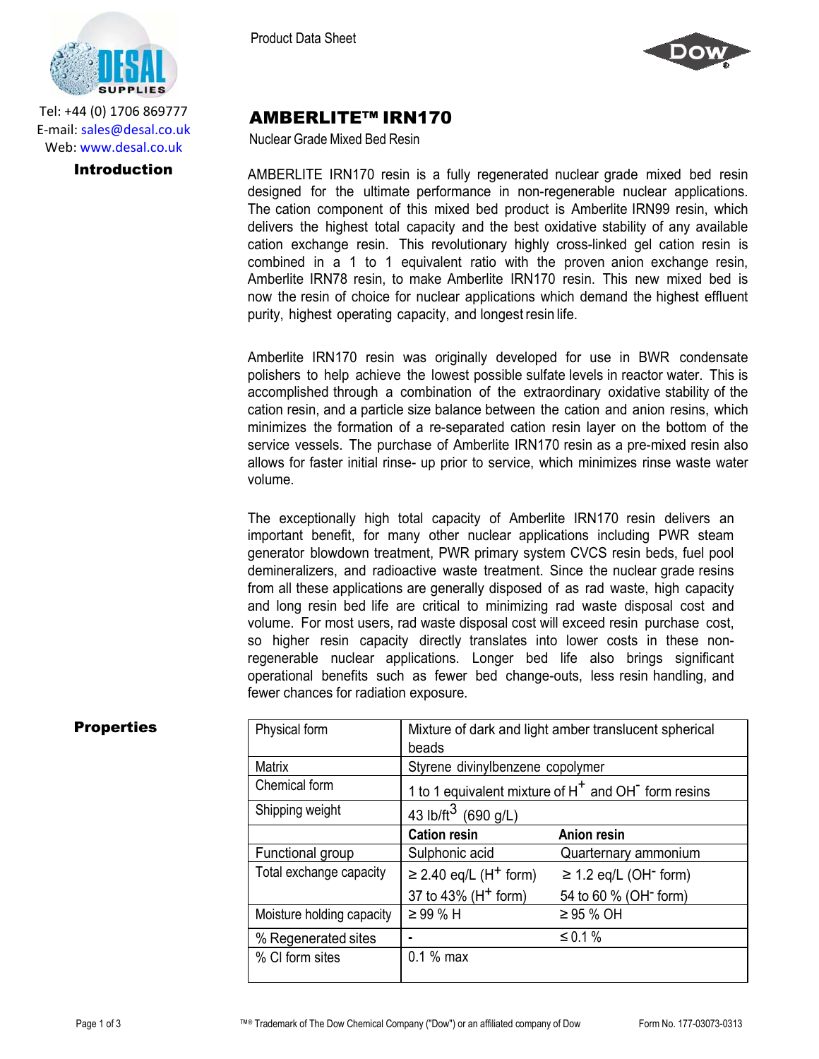Tel: +44 (0) 1706 869777
E-mail: sales@desal.co.uk
Web: www.desal.co.uk

Product Data Sheet

# AMBERLITE™ IRN170

Nuclear Grade Mixed Bed Resin

## Introduction

AMBERLITE IRN170 resin is a fully regenerated nuclear grade mixed bed resin designed for the ultimate performance in non-regenerable nuclear applications. The cation component of this mixed bed product is Amberlite IRN99 resin, which delivers the highest total capacity and the best oxidative stability of any available cation exchange resin. This revolutionary highly cross-linked gel cation resin is combined in a 1 to 1 equivalent ratio with the proven anion exchange resin, Amberlite IRN78 resin, to make Amberlite IRN170 resin. This new mixed bed is now the resin of choice for nuclear applications which demand the highest effluent purity, highest operating capacity, and longest resin life.

Amberlite IRN170 resin was originally developed for use in BWR condensate polishers to help achieve the lowest possible sulfate levels in reactor water. This is accomplished through a combination of the extraordinary oxidative stability of the cation resin, and a particle size balance between the cation and anion resins, which minimizes the formation of a re-separated cation resin layer on the bottom of the service vessels. The purchase of Amberlite IRN170 resin as a pre-mixed resin also allows for faster initial rinse- up prior to service, which minimizes rinse waste water volume.

The exceptionally high total capacity of Amberlite IRN170 resin delivers an important benefit, for many other nuclear applications including PWR steam generator blowdown treatment, PWR primary system CVCS resin beds, fuel pool demineralizers, and radioactive waste treatment. Since the nuclear grade resins from all these applications are generally disposed of as rad waste, high capacity and long resin bed life are critical to minimizing rad waste disposal cost and volume. For most users, rad waste disposal cost will exceed resin purchase cost, so higher resin capacity directly translates into lower costs in these non-regenerable nuclear applications. Longer bed life also brings significant operational benefits such as fewer bed change-outs, less resin handling, and fewer chances for radiation exposure.

## Properties

| | | |
|---|---|---|
| Physical form | Mixture of dark and light amber translucent spherical beads | |
| Matrix | Styrene divinylbenzene copolymer | |
| Chemical form | 1 to 1 equivalent mixture of $H^+$ and $OH^-$ form resins | |
| Shipping weight | 43 lb/ft$^3$ (690 g/L) | |
| | **Cation resin** | **Anion resin** |
| Functional group | Sulphonic acid | Quarternary ammonium |
| Total exchange capacity | ≥ 2.40 eq/L ($H^+$ form)<br>37 to 43% ($H^+$ form) | ≥ 1.2 eq/L ($OH^-$ form)<br>54 to 60 % ($OH^-$ form) |
| Moisture holding capacity | ≥ 99 % H | ≥ 95 % OH |
| % Regenerated sites | - | ≤ 0.1 % |
| % Cl form sites | 0.1 % max | |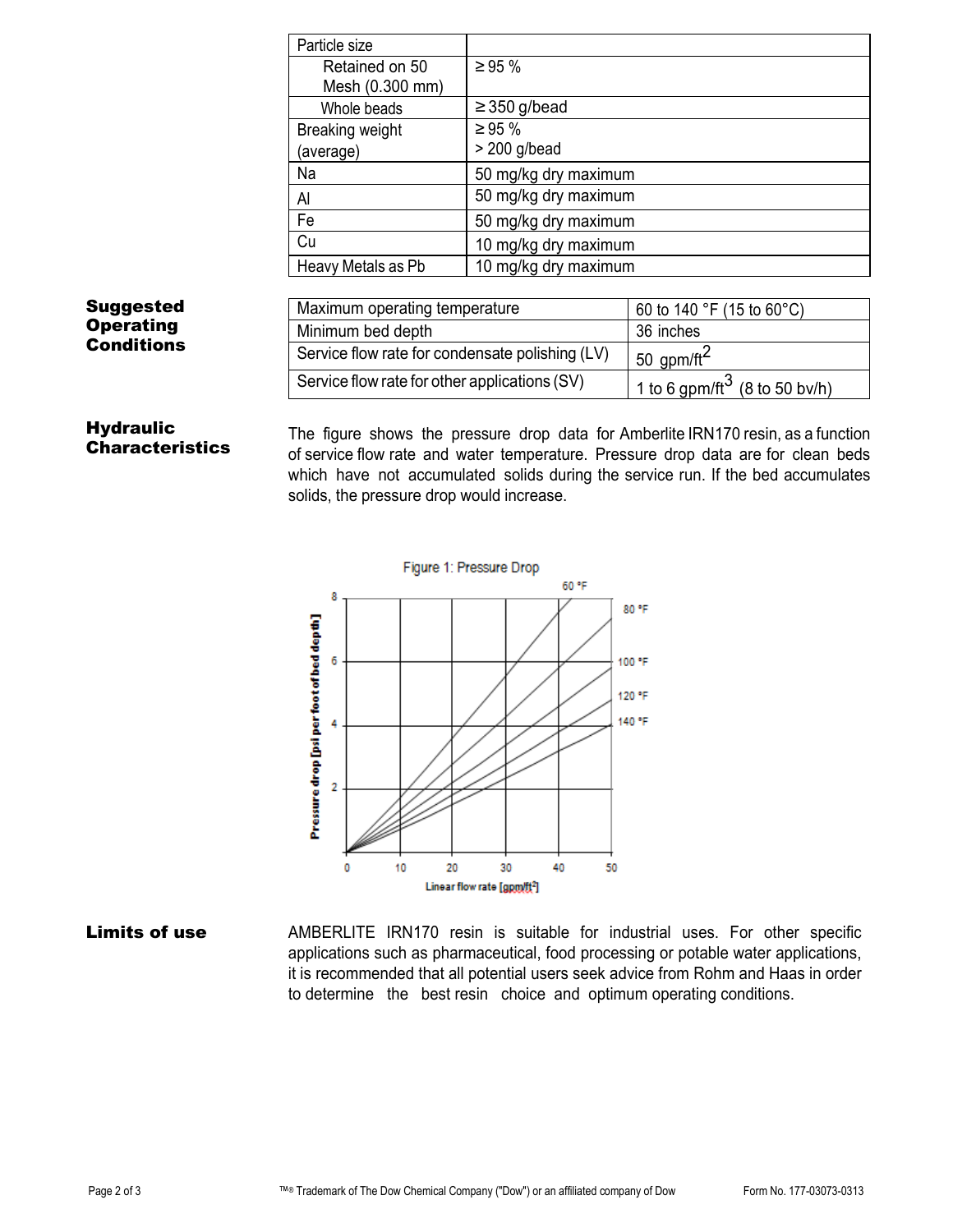| Particle size | |
|---|---|
| Retained on 50 Mesh (0.300 mm) | ≥ 95 % |
| Whole beads | ≥ 350 g/bead |
| Breaking weight (average) | ≥ 95 %<br>> 200 g/bead |
| Na | 50 mg/kg dry maximum |
| Al | 50 mg/kg dry maximum |
| Fe | 50 mg/kg dry maximum |
| Cu | 10 mg/kg dry maximum |
| Heavy Metals as Pb | 10 mg/kg dry maximum |

## Suggested Operating Conditions

| Maximum operating temperature | 60 to 140 °F (15 to 60°C) |
|---|---|
| Minimum bed depth | 36 inches |
| Service flow rate for condensate polishing (LV) | 50 gpm/ft$^2$ |
| Service flow rate for other applications (SV) | 1 to 6 gpm/ft$^3$ (8 to 50 bv/h) |

## Hydraulic Characteristics

The figure shows the pressure drop data for Amberlite IRN170 resin, as a function of service flow rate and water temperature. Pressure drop data are for clean beds which have not accumulated solids during the service run. If the bed accumulates solids, the pressure drop would increase.

Figure 1: Pressure Drop

## Limits of use

AMBERLITE IRN170 resin is suitable for industrial uses. For other specific applications such as pharmaceutical, food processing or potable water applications, it is recommended that all potential users seek advice from Rohm and Haas in order to determine the best resin choice and optimum operating conditions.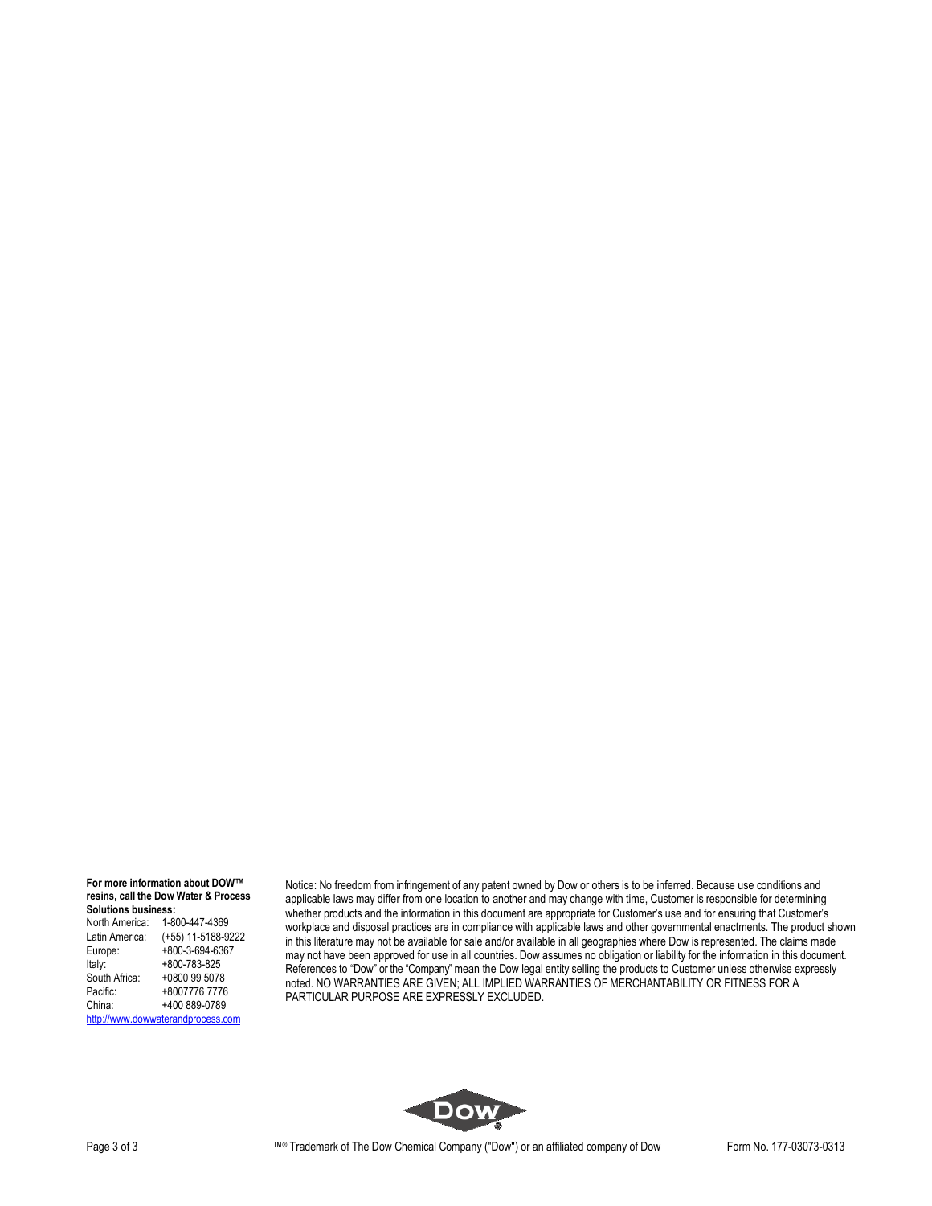**For more information about DOW™ resins, call the Dow Water & Process Solutions business:**

| | |
|---|---|
| North America: | 1-800-447-4369 |
| Latin America: | (+55) 11-5188-9222 |
| Europe: | +800-3-694-6367 |
| Italy: | +800-783-825 |
| South Africa: | +0800 99 5078 |
| Pacific: | +8007776 7776 |
| China: | +400 889-0789 |

http://www.dowwaterandprocess.com

Notice: No freedom from infringement of any patent owned by Dow or others is to be inferred. Because use conditions and applicable laws may differ from one location to another and may change with time, Customer is responsible for determining whether products and the information in this document are appropriate for Customer's use and for ensuring that Customer's workplace and disposal practices are in compliance with applicable laws and other governmental enactments. The product shown in this literature may not be available for sale and/or available in all geographies where Dow is represented. The claims made may not have been approved for use in all countries. Dow assumes no obligation or liability for the information in this document. References to "Dow" or the "Company" mean the Dow legal entity selling the products to Customer unless otherwise expressly noted. NO WARRANTIES ARE GIVEN; ALL IMPLIED WARRANTIES OF MERCHANTABILITY OR FITNESS FOR A PARTICULAR PURPOSE ARE EXPRESSLY EXCLUDED.

™® Trademark of The Dow Chemical Company ("Dow") or an affiliated company of Dow

Form No. 177-03073-0313